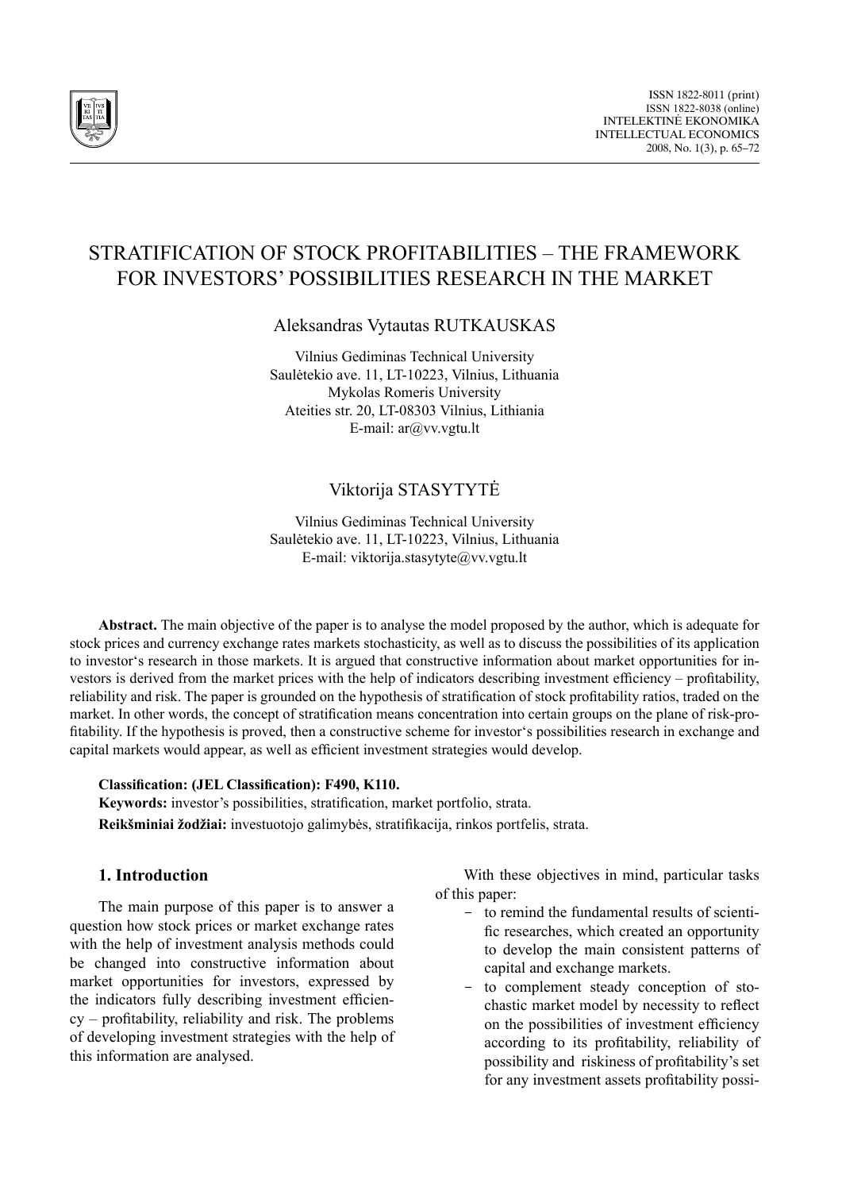# STRATIFICATION OF STOCK PROFITABILITIES – THE FRAMEWORK FOR INVESTORS' POSSIBILITIES RESEARCH IN THE MARKET

Aleksandras Vytautas RUTKAUSKAS

Vilnius Gediminas Technical University
Saulėtekio ave. 11, LT-10223, Vilnius, Lithuania
Mykolas Romeris University
Ateities str. 20, LT-08303 Vilnius, Lithiania
E-mail: ar@vv.vgtu.lt

Viktorija STASYTYTĖ

Vilnius Gediminas Technical University
Saulėtekio ave. 11, LT-10223, Vilnius, Lithuania
E-mail: viktorija.stasytyte@vv.vgtu.lt

**Abstract.** The main objective of the paper is to analyse the model proposed by the author, which is adequate for stock prices and currency exchange rates markets stochasticity, as well as to discuss the possibilities of its application to investor's research in those markets. It is argued that constructive information about market opportunities for investors is derived from the market prices with the help of indicators describing investment efficiency – profitability, reliability and risk. The paper is grounded on the hypothesis of stratification of stock profitability ratios, traded on the market. In other words, the concept of stratification means concentration into certain groups on the plane of risk-profitability. If the hypothesis is proved, then a constructive scheme for investor's possibilities research in exchange and capital markets would appear, as well as efficient investment strategies would develop.

**Classification: (JEL Classification): F490, K110.**

**Keywords:** investor's possibilities, stratification, market portfolio, strata.

**Reikšminiai žodžiai:** investuotojo galimybės, stratifikacija, rinkos portfelis, strata.

## 1. Introduction

The main purpose of this paper is to answer a question how stock prices or market exchange rates with the help of investment analysis methods could be changed into constructive information about market opportunities for investors, expressed by the indicators fully describing investment efficiency – profitability, reliability and risk. The problems of developing investment strategies with the help of this information are analysed.

With these objectives in mind, particular tasks of this paper:

- to remind the fundamental results of scientific researches, which created an opportunity to develop the main consistent patterns of capital and exchange markets.
- to complement steady conception of stochastic market model by necessity to reflect on the possibilities of investment efficiency according to its profitability, reliability of possibility and riskiness of profitability's set for any investment assets profitability possi-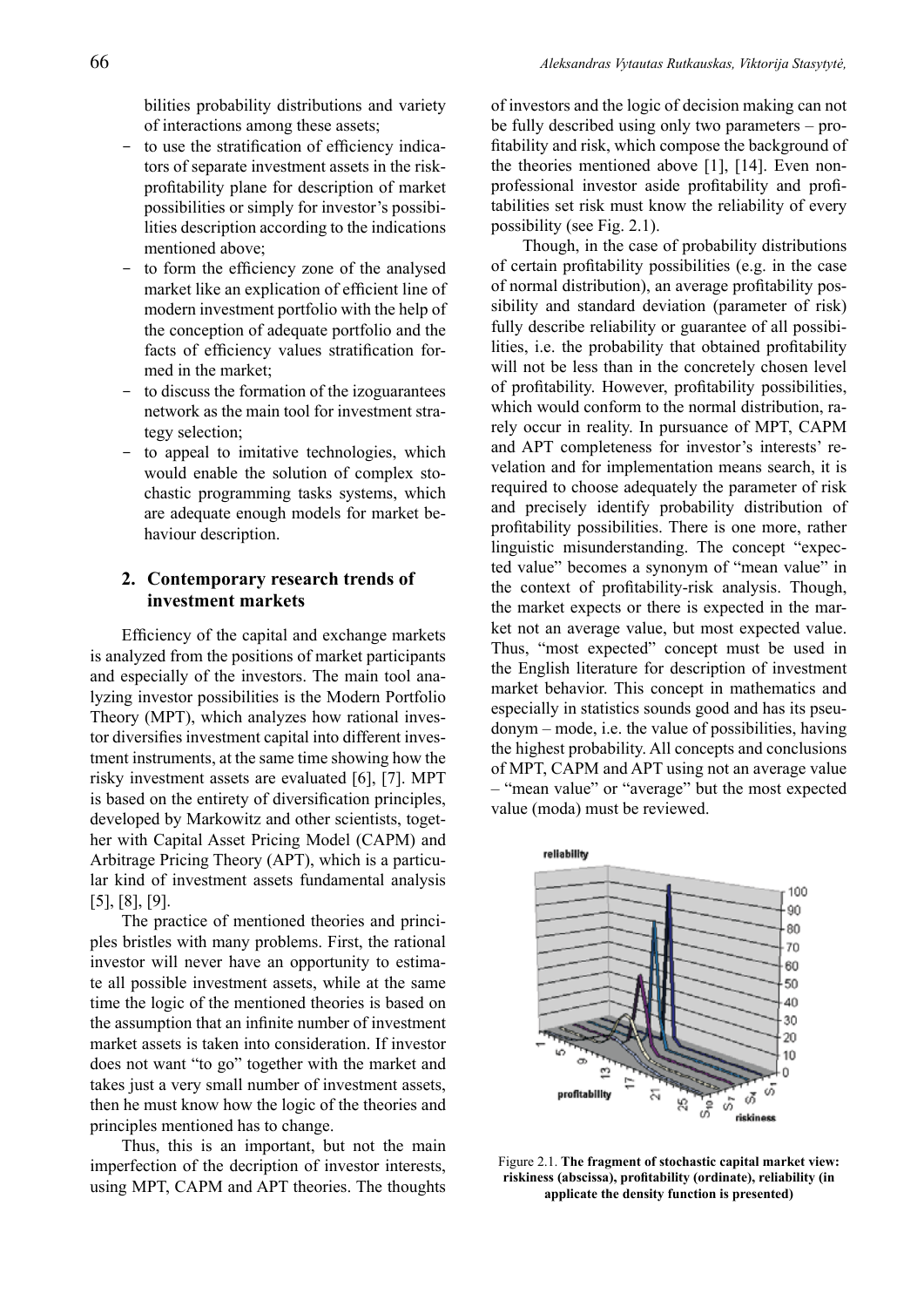bilities probability distributions and variety of interactions among these assets;

- to use the stratification of efficiency indicators of separate investment assets in the risk-profitability plane for description of market possibilities or simply for investor's possibilities description according to the indications mentioned above;
- to form the efficiency zone of the analysed market like an explication of efficient line of modern investment portfolio with the help of the conception of adequate portfolio and the facts of efficiency values stratification formed in the market;
- to discuss the formation of the izoguarantees network as the main tool for investment strategy selection;
- to appeal to imitative technologies, which would enable the solution of complex stochastic programming tasks systems, which are adequate enough models for market behaviour description.

## 2. Contemporary research trends of investment markets

Efficiency of the capital and exchange markets is analyzed from the positions of market participants and especially of the investors. The main tool analyzing investor possibilities is the Modern Portfolio Theory (MPT), which analyzes how rational investor diversifies investment capital into different investment instruments, at the same time showing how the risky investment assets are evaluated [6], [7]. MPT is based on the entirety of diversification principles, developed by Markowitz and other scientists, together with Capital Asset Pricing Model (CAPM) and Arbitrage Pricing Theory (APT), which is a particular kind of investment assets fundamental analysis [5], [8], [9].

The practice of mentioned theories and principles bristles with many problems. First, the rational investor will never have an opportunity to estimate all possible investment assets, while at the same time the logic of the mentioned theories is based on the assumption that an infinite number of investment market assets is taken into consideration. If investor does not want "to go" together with the market and takes just a very small number of investment assets, then he must know how the logic of the theories and principles mentioned has to change.

Thus, this is an important, but not the main imperfection of the decription of investor interests, using MPT, CAPM and APT theories. The thoughts of investors and the logic of decision making can not be fully described using only two parameters – profitability and risk, which compose the background of the theories mentioned above [1], [14]. Even non-professional investor aside profitability and profitabilities set risk must know the reliability of every possibility (see Fig. 2.1).

Though, in the case of probability distributions of certain profitability possibilities (e.g. in the case of normal distribution), an average profitability possibility and standard deviation (parameter of risk) fully describe reliability or guarantee of all possibilities, i.e. the probability that obtained profitability will not be less than in the concretely chosen level of profitability. However, profitability possibilities, which would conform to the normal distribution, rarely occur in reality. In pursuance of MPT, CAPM and APT completeness for investor's interests' revelation and for implementation means search, it is required to choose adequately the parameter of risk and precisely identify probability distribution of profitability possibilities. There is one more, rather linguistic misunderstanding. The concept "expected value" becomes a synonym of "mean value" in the context of profitability-risk analysis. Though, the market expects or there is expected in the market not an average value, but most expected value. Thus, "most expected" concept must be used in the English literature for description of investment market behavior. This concept in mathematics and especially in statistics sounds good and has its pseudonym – mode, i.e. the value of possibilities, having the highest probability. All concepts and conclusions of MPT, CAPM and APT using not an average value – "mean value" or "average" but the most expected value (moda) must be reviewed.

Figure 2.1. **The fragment of stochastic capital market view: riskiness (abscissa), profitability (ordinate), reliability (in applicate the density function is presented)**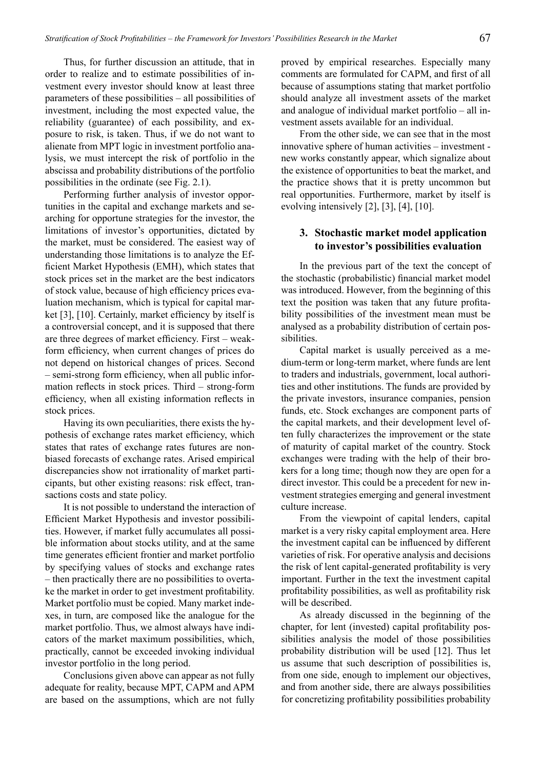Thus, for further discussion an attitude, that in order to realize and to estimate possibilities of investment every investor should know at least three parameters of these possibilities – all possibilities of investment, including the most expected value, the reliability (guarantee) of each possibility, and exposure to risk, is taken. Thus, if we do not want to alienate from MPT logic in investment portfolio analysis, we must intercept the risk of portfolio in the abscissa and probability distributions of the portfolio possibilities in the ordinate (see Fig. 2.1).

Performing further analysis of investor opportunities in the capital and exchange markets and searching for opportune strategies for the investor, the limitations of investor's opportunities, dictated by the market, must be considered. The easiest way of understanding those limitations is to analyze the Efficient Market Hypothesis (EMH), which states that stock prices set in the market are the best indicators of stock value, because of high efficiency prices evaluation mechanism, which is typical for capital market [3], [10]. Certainly, market efficiency by itself is a controversial concept, and it is supposed that there are three degrees of market efficiency. First – weak-form efficiency, when current changes of prices do not depend on historical changes of prices. Second – semi-strong form efficiency, when all public information reflects in stock prices. Third – strong-form efficiency, when all existing information reflects in stock prices.

Having its own peculiarities, there exists the hypothesis of exchange rates market efficiency, which states that rates of exchange rates futures are non-biased forecasts of exchange rates. Arised empirical discrepancies show not irrationality of market participants, but other existing reasons: risk effect, transactions costs and state policy.

It is not possible to understand the interaction of Efficient Market Hypothesis and investor possibilities. However, if market fully accumulates all possible information about stocks utility, and at the same time generates efficient frontier and market portfolio by specifying values of stocks and exchange rates – then practically there are no possibilities to overtake the market in order to get investment profitability. Market portfolio must be copied. Many market indexes, in turn, are composed like the analogue for the market portfolio. Thus, we almost always have indicators of the market maximum possibilities, which, practically, cannot be exceeded invoking individual investor portfolio in the long period.

Conclusions given above can appear as not fully adequate for reality, because MPT, CAPM and APM are based on the assumptions, which are not fully proved by empirical researches. Especially many comments are formulated for CAPM, and first of all because of assumptions stating that market portfolio should analyze all investment assets of the market and analogue of individual market portfolio – all investment assets available for an individual.

From the other side, we can see that in the most innovative sphere of human activities – investment - new works constantly appear, which signalize about the existence of opportunities to beat the market, and the practice shows that it is pretty uncommon but real opportunities. Furthermore, market by itself is evolving intensively [2], [3], [4], [10].

## 3. Stochastic market model application to investor's possibilities evaluation

In the previous part of the text the concept of the stochastic (probabilistic) financial market model was introduced. However, from the beginning of this text the position was taken that any future profitability possibilities of the investment mean must be analysed as a probability distribution of certain possibilities.

Capital market is usually perceived as a medium-term or long-term market, where funds are lent to traders and industrials, government, local authorities and other institutions. The funds are provided by the private investors, insurance companies, pension funds, etc. Stock exchanges are component parts of the capital markets, and their development level often fully characterizes the improvement or the state of maturity of capital market of the country. Stock exchanges were trading with the help of their brokers for a long time; though now they are open for a direct investor. This could be a precedent for new investment strategies emerging and general investment culture increase.

From the viewpoint of capital lenders, capital market is a very risky capital employment area. Here the investment capital can be influenced by different varieties of risk. For operative analysis and decisions the risk of lent capital-generated profitability is very important. Further in the text the investment capital profitability possibilities, as well as profitability risk will be described.

As already discussed in the beginning of the chapter, for lent (invested) capital profitability possibilities analysis the model of those possibilities probability distribution will be used [12]. Thus let us assume that such description of possibilities is, from one side, enough to implement our objectives, and from another side, there are always possibilities for concretizing profitability possibilities probability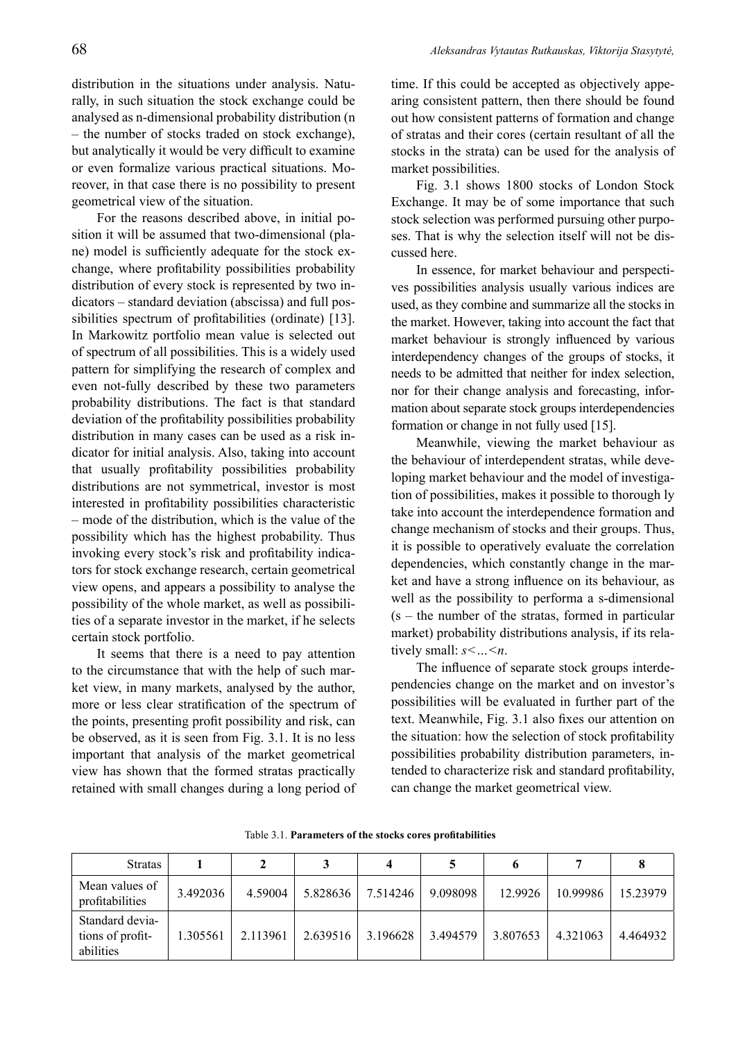distribution in the situations under analysis. Naturally, in such situation the stock exchange could be analysed as n-dimensional probability distribution (n – the number of stocks traded on stock exchange), but analytically it would be very difficult to examine or even formalize various practical situations. Moreover, in that case there is no possibility to present geometrical view of the situation.

For the reasons described above, in initial position it will be assumed that two-dimensional (plane) model is sufficiently adequate for the stock exchange, where profitability possibilities probability distribution of every stock is represented by two indicators – standard deviation (abscissa) and full possibilities spectrum of profitabilities (ordinate) [13]. In Markowitz portfolio mean value is selected out of spectrum of all possibilities. This is a widely used pattern for simplifying the research of complex and even not-fully described by these two parameters probability distributions. The fact is that standard deviation of the profitability possibilities probability distribution in many cases can be used as a risk indicator for initial analysis. Also, taking into account that usually profitability possibilities probability distributions are not symmetrical, investor is most interested in profitability possibilities characteristic – mode of the distribution, which is the value of the possibility which has the highest probability. Thus invoking every stock's risk and profitability indicators for stock exchange research, certain geometrical view opens, and appears a possibility to analyse the possibility of the whole market, as well as possibilities of a separate investor in the market, if he selects certain stock portfolio.

It seems that there is a need to pay attention to the circumstance that with the help of such market view, in many markets, analysed by the author, more or less clear stratification of the spectrum of the points, presenting profit possibility and risk, can be observed, as it is seen from Fig. 3.1. It is no less important that analysis of the market geometrical view has shown that the formed stratas practically retained with small changes during a long period of time. If this could be accepted as objectively appearing consistent pattern, then there should be found out how consistent patterns of formation and change of stratas and their cores (certain resultant of all the stocks in the strata) can be used for the analysis of market possibilities.

Fig. 3.1 shows 1800 stocks of London Stock Exchange. It may be of some importance that such stock selection was performed pursuing other purposes. That is why the selection itself will not be discussed here.

In essence, for market behaviour and perspectives possibilities analysis usually various indices are used, as they combine and summarize all the stocks in the market. However, taking into account the fact that market behaviour is strongly influenced by various interdependency changes of the groups of stocks, it needs to be admitted that neither for index selection, nor for their change analysis and forecasting, information about separate stock groups interdependencies formation or change in not fully used [15].

Meanwhile, viewing the market behaviour as the behaviour of interdependent stratas, while developing market behaviour and the model of investigation of possibilities, makes it possible to thorough ly take into account the interdependence formation and change mechanism of stocks and their groups. Thus, it is possible to operatively evaluate the correlation dependencies, which constantly change in the market and have a strong influence on its behaviour, as well as the possibility to performa a s-dimensional (s – the number of the stratas, formed in particular market) probability distributions analysis, if its relatively small: $s<...<n$.

The influence of separate stock groups interdependencies change on the market and on investor's possibilities will be evaluated in further part of the text. Meanwhile, Fig. 3.1 also fixes our attention on the situation: how the selection of stock profitability possibilities probability distribution parameters, intended to characterize risk and standard profitability, can change the market geometrical view.

Table 3.1. **Parameters of the stocks cores profitabilities**

| Stratas | 1 | 2 | 3 | 4 | 5 | 6 | 7 | 8 |
|---|---|---|---|---|---|---|---|---|
| Mean values of profitabilities | 3.492036 | 4.59004 | 5.828636 | 7.514246 | 9.098098 | 12.9926 | 10.99986 | 15.23979 |
| Standard deviations of profitabilities | 1.305561 | 2.113961 | 2.639516 | 3.196628 | 3.494579 | 3.807653 | 4.321063 | 4.464932 |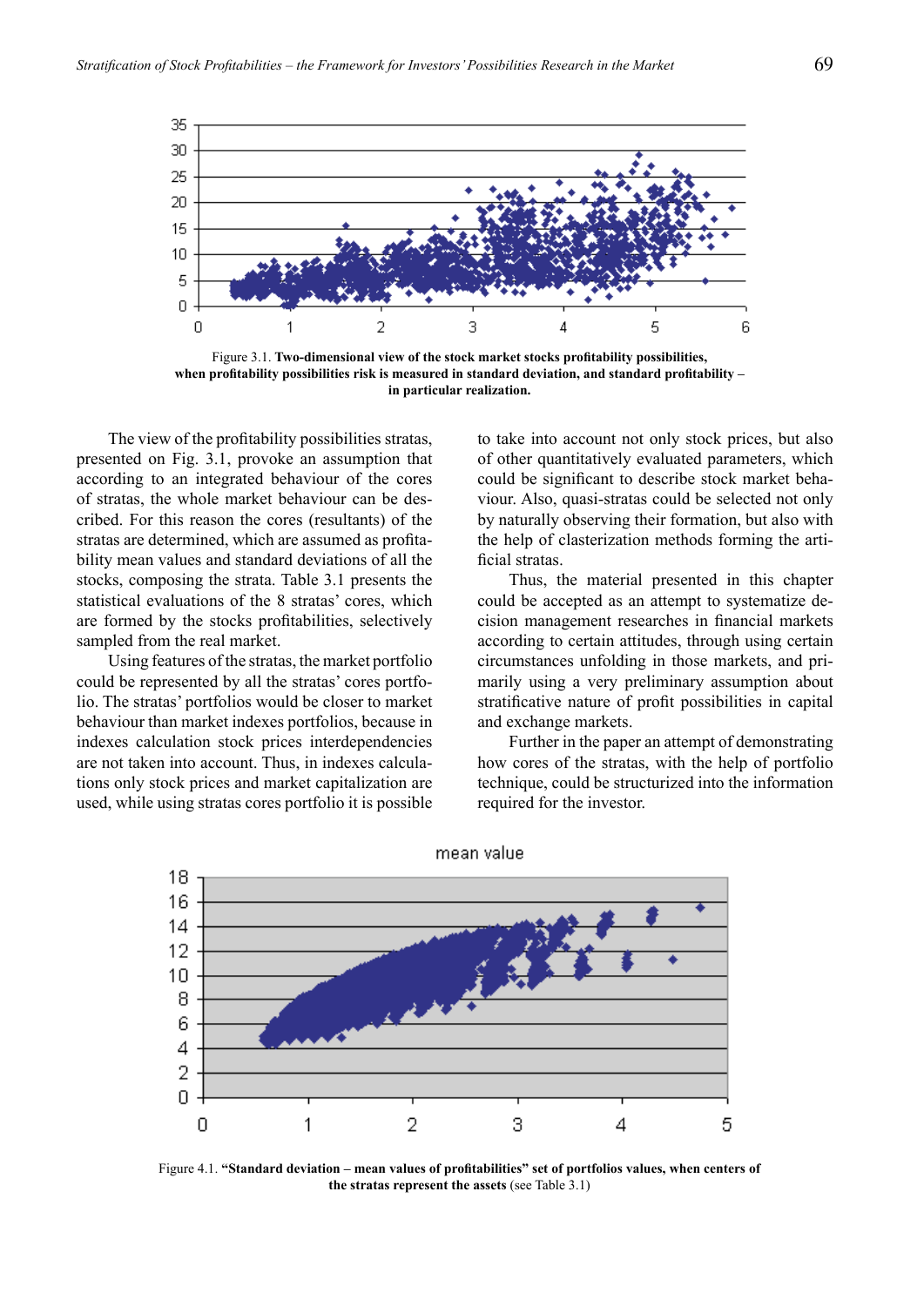Figure 3.1. **Two-dimensional view of the stock market stocks profitability possibilities, when profitability possibilities risk is measured in standard deviation, and standard profitability – in particular realization.**

The view of the profitability possibilities stratas, presented on Fig. 3.1, provoke an assumption that according to an integrated behaviour of the cores of stratas, the whole market behaviour can be described. For this reason the cores (resultants) of the stratas are determined, which are assumed as profitability mean values and standard deviations of all the stocks, composing the strata. Table 3.1 presents the statistical evaluations of the 8 stratas' cores, which are formed by the stocks profitabilities, selectively sampled from the real market.

Using features of the stratas, the market portfolio could be represented by all the stratas' cores portfolio. The stratas' portfolios would be closer to market behaviour than market indexes portfolios, because in indexes calculation stock prices interdependencies are not taken into account. Thus, in indexes calculations only stock prices and market capitalization are used, while using stratas cores portfolio it is possible to take into account not only stock prices, but also of other quantitatively evaluated parameters, which could be significant to describe stock market behaviour. Also, quasi-stratas could be selected not only by naturally observing their formation, but also with the help of clasterization methods forming the artificial stratas.

Thus, the material presented in this chapter could be accepted as an attempt to systematize decision management researches in financial markets according to certain attitudes, through using certain circumstances unfolding in those markets, and primarily using a very preliminary assumption about stratificative nature of profit possibilities in capital and exchange markets.

Further in the paper an attempt of demonstrating how cores of the stratas, with the help of portfolio technique, could be structurized into the information required for the investor.

Figure 4.1. **"Standard deviation – mean values of profitabilities" set of portfolios values, when centers of the stratas represent the assets** (see Table 3.1)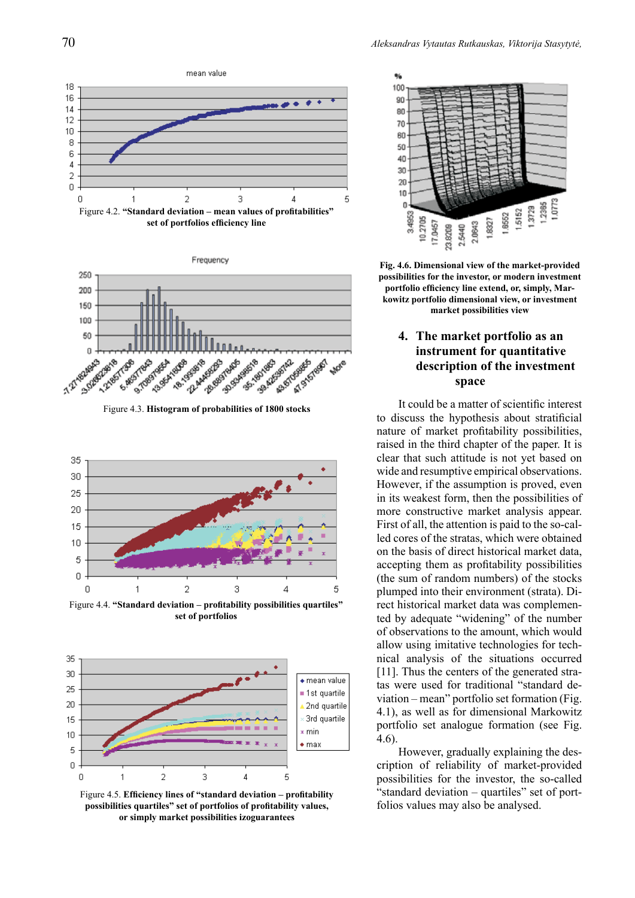Figure 4.2. **"Standard deviation – mean values of profitabilities" set of portfolios efficiency line**

Figure 4.3. **Histogram of probabilities of 1800 stocks**

Figure 4.4. **"Standard deviation – profitability possibilities quartiles" set of portfolios**

Figure 4.5. **Efficiency lines of "standard deviation – profitability possibilities quartiles" set of portfolios of profitability values, or simply market possibilities izoguarantees**

**Fig. 4.6. Dimensional view of the market-provided possibilities for the investor, or modern investment portfolio efficiency line extend, or, simply, Markowitz portfolio dimensional view, or investment market possibilities view**

## 4. The market portfolio as an instrument for quantitative description of the investment space

It could be a matter of scientific interest to discuss the hypothesis about stratificial nature of market profitability possibilities, raised in the third chapter of the paper. It is clear that such attitude is not yet based on wide and resumptive empirical observations. However, if the assumption is proved, even in its weakest form, then the possibilities of more constructive market analysis appear. First of all, the attention is paid to the so-called cores of the stratas, which were obtained on the basis of direct historical market data, accepting them as profitability possibilities (the sum of random numbers) of the stocks plumped into their environment (strata). Direct historical market data was complemented by adequate "widening" of the number of observations to the amount, which would allow using imitative technologies for technical analysis of the situations occurred [11]. Thus the centers of the generated stratas were used for traditional "standard deviation – mean" portfolio set formation (Fig. 4.1), as well as for dimensional Markowitz portfolio set analogue formation (see Fig. 4.6).

However, gradually explaining the description of reliability of market-provided possibilities for the investor, the so-called "standard deviation – quartiles" set of portfolios values may also be analysed.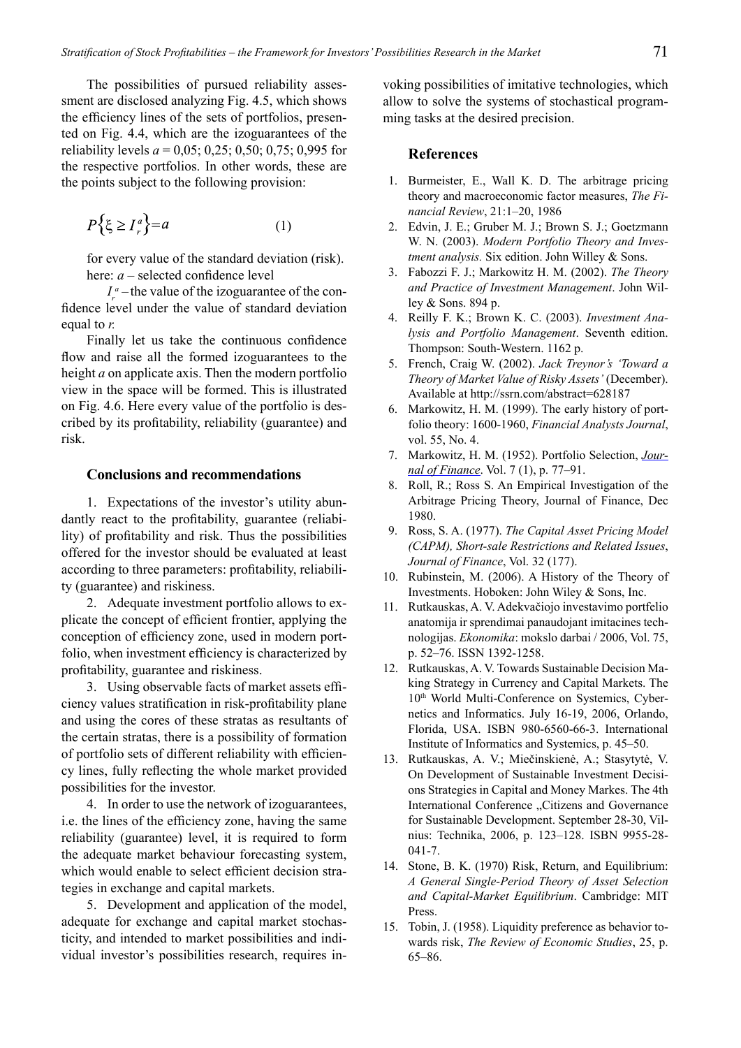The possibilities of pursued reliability assessment are disclosed analyzing Fig. 4.5, which shows the efficiency lines of the sets of portfolios, presented on Fig. 4.4, which are the izoguarantees of the reliability levels $a = 0{,}05; 0{,}25; 0{,}50; 0{,}75; 0{,}995$ for the respective portfolios. In other words, these are the points subject to the following provision:

$$P\left\{\xi \geq I_r^a\right\} = a \tag{1}$$

for every value of the standard deviation (risk).

here: $a$ – selected confidence level

$I_r^a$ – the value of the izoguarantee of the confidence level under the value of standard deviation equal to $r$.

Finally let us take the continuous confidence flow and raise all the formed izoguarantees to the height $a$ on applicate axis. Then the modern portfolio view in the space will be formed. This is illustrated on Fig. 4.6. Here every value of the portfolio is described by its profitability, reliability (guarantee) and risk.

## Conclusions and recommendations

1. Expectations of the investor's utility abundantly react to the profitability, guarantee (reliability) of profitability and risk. Thus the possibilities offered for the investor should be evaluated at least according to three parameters: profitability, reliability (guarantee) and riskiness.

2. Adequate investment portfolio allows to explicate the concept of efficient frontier, applying the conception of efficiency zone, used in modern portfolio, when investment efficiency is characterized by profitability, guarantee and riskiness.

3. Using observable facts of market assets efficiency values stratification in risk-profitability plane and using the cores of these stratas as resultants of the certain stratas, there is a possibility of formation of portfolio sets of different reliability with efficiency lines, fully reflecting the whole market provided possibilities for the investor.

4. In order to use the network of izoguarantees, i.e. the lines of the efficiency zone, having the same reliability (guarantee) level, it is required to form the adequate market behaviour forecasting system, which would enable to select efficient decision strategies in exchange and capital markets.

5. Development and application of the model, adequate for exchange and capital market stochasticity, and intended to market possibilities and individual investor's possibilities research, requires invoking possibilities of imitative technologies, which allow to solve the systems of stochastical programming tasks at the desired precision.

## References

1. Burmeister, E., Wall K. D. The arbitrage pricing theory and macroeconomic factor measures, *The Financial Review*, 21:1–20, 1986
2. Edvin, J. E.; Gruber M. J.; Brown S. J.; Goetzmann W. N. (2003). *Modern Portfolio Theory and Investment analysis.* Six edition. John Willey & Sons.
3. Fabozzi F. J.; Markowitz H. M. (2002). *The Theory and Practice of Investment Management*. John Willey & Sons. 894 p.
4. Reilly F. K.; Brown K. C. (2003). *Investment Analysis and Portfolio Management*. Seventh edition. Thompson: South-Western. 1162 p.
5. French, Craig W. (2002). *Jack Treynor's 'Toward a Theory of Market Value of Risky Assets'* (December). Available at http://ssrn.com/abstract=628187
6. Markowitz, H. M. (1999). The early history of portfolio theory: 1600-1960, *Financial Analysts Journal*, vol. 55, No. 4.
7. Markowitz, H. M. (1952). Portfolio Selection, *Journal of Finance*. Vol. 7 (1), p. 77–91.
8. Roll, R.; Ross S. An Empirical Investigation of the Arbitrage Pricing Theory, Journal of Finance, Dec 1980.
9. Ross, S. A. (1977). *The Capital Asset Pricing Model (CAPM), Short-sale Restrictions and Related Issues*, *Journal of Finance*, Vol. 32 (177).
10. Rubinstein, M. (2006). A History of the Theory of Investments. Hoboken: John Wiley & Sons, Inc.
11. Rutkauskas, A. V. Adekvačiojo investavimo portfelio anatomija ir sprendimai panaudojant imitacines technologijas. *Ekonomika*: mokslo darbai / 2006, Vol. 75, p. 52–76. ISSN 1392-1258.
12. Rutkauskas, A. V. Towards Sustainable Decision Making Strategy in Currency and Capital Markets. The 10th World Multi-Conference on Systemics, Cybernetics and Informatics. July 16-19, 2006, Orlando, Florida, USA. ISBN 980-6560-66-3. International Institute of Informatics and Systemics, p. 45–50.
13. Rutkauskas, A. V.; Mielčinskienė, A.; Stasytytė, V. On Development of Sustainable Investment Decisions Strategies in Capital and Money Markes. The 4th International Conference „Citizens and Governance for Sustainable Development. September 28-30, Vilnius: Technika, 2006, p. 123–128. ISBN 9955-28-041-7.
14. Stone, B. K. (1970) Risk, Return, and Equilibrium: *A General Single-Period Theory of Asset Selection and Capital-Market Equilibrium*. Cambridge: MIT Press.
15. Tobin, J. (1958). Liquidity preference as behavior towards risk, *The Review of Economic Studies*, 25, p. 65–86.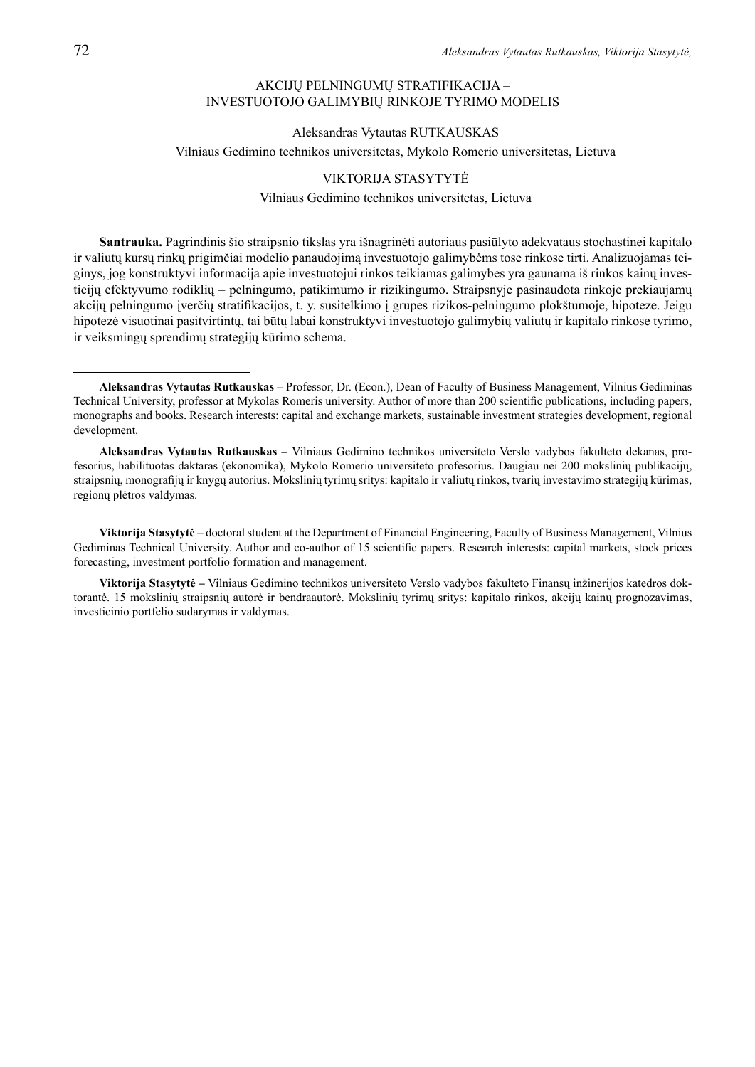# AKCIJŲ PELNINGUMŲ STRATIFIKACIJA – INVESTUOTOJO GALIMYBIŲ RINKOJE TYRIMO MODELIS

Aleksandras Vytautas RUTKAUSKAS

Vilniaus Gedimino technikos universitetas, Mykolo Romerio universitetas, Lietuva

VIKTORIJA STASYTYTĖ

Vilniaus Gedimino technikos universitetas, Lietuva

**Santrauka.** Pagrindinis šio straipsnio tikslas yra išnagrinėti autoriaus pasiūlyto adekvataus stochastinei kapitalo ir valiutų kursų rinkų prigimčiai modelio panaudojimą investuotojo galimybėms tose rinkose tirti. Analizuojamas teiginys, jog konstruktyvi informacija apie investuotojui rinkos teikiamas galimybes yra gaunama iš rinkos kainų investicijų efektyvumo rodiklių – pelningumo, patikimumo ir rizikingumo. Straipsnyje pasinaudota rinkoje prekiaujamų akcijų pelningumo įverčių stratifikacijos, t. y. susitelkimo į grupes rizikos-pelningumo plokštumoje, hipoteze. Jeigu hipotezė visuotinai pasitvirtintų, tai būtų labai konstruktyvi investuotojo galimybių valiutų ir kapitalo rinkose tyrimo, ir veiksmingų sprendimų strategijų kūrimo schema.

---

**Aleksandras Vytautas Rutkauskas** – Professor, Dr. (Econ.), Dean of Faculty of Business Management, Vilnius Gediminas Technical University, professor at Mykolas Romeris university. Author of more than 200 scientific publications, including papers, monographs and books. Research interests: capital and exchange markets, sustainable investment strategies development, regional development.

**Aleksandras Vytautas Rutkauskas –** Vilniaus Gedimino technikos universiteto Verslo vadybos fakulteto dekanas, profesorius, habilituotas daktaras (ekonomika), Mykolo Romerio universiteto profesorius. Daugiau nei 200 mokslinių publikacijų, straipsnių, monografijų ir knygų autorius. Mokslinių tyrimų sritys: kapitalo ir valiutų rinkos, tvarių investavimo strategijų kūrimas, regionų plėtros valdymas.

**Viktorija Stasytytė** – doctoral student at the Department of Financial Engineering, Faculty of Business Management, Vilnius Gediminas Technical University. Author and co-author of 15 scientific papers. Research interests: capital markets, stock prices forecasting, investment portfolio formation and management.

**Viktorija Stasytytė –** Vilniaus Gedimino technikos universiteto Verslo vadybos fakulteto Finansų inžinerijos katedros doktorantė. 15 mokslinių straipsnių autorė ir bendraautorė. Mokslinių tyrimų sritys: kapitalo rinkos, akcijų kainų prognozavimas, investicinio portfelio sudarymas ir valdymas.